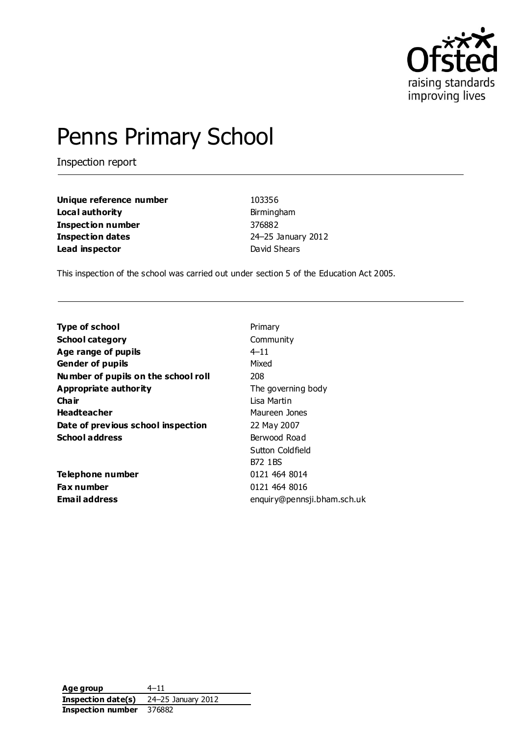# Penns Primary School

Inspection report

| | |
|---|---|
| **Unique reference number** | 103356 |
| **Local authority** | Birmingham |
| **Inspection number** | 376882 |
| **Inspection dates** | 24–25 January 2012 |
| **Lead inspector** | David Shears |

This inspection of the school was carried out under section 5 of the Education Act 2005.

| | |
|---|---|
| **Type of school** | Primary |
| **School category** | Community |
| **Age range of pupils** | 4–11 |
| **Gender of pupils** | Mixed |
| **Number of pupils on the school roll** | 208 |
| **Appropriate authority** | The governing body |
| **Chair** | Lisa Martin |
| **Headteacher** | Maureen Jones |
| **Date of previous school inspection** | 22 May 2007 |
| **School address** | Berwood Road<br>Sutton Coldfield<br>B72 1BS |
| **Telephone number** | 0121 464 8014 |
| **Fax number** | 0121 464 8016 |
| **Email address** | enquiry@pennsji.bham.sch.uk |

| | |
|---|---|
| **Age group** | 4–11 |
| **Inspection date(s)** | 24–25 January 2012 |
| **Inspection number** | 376882 |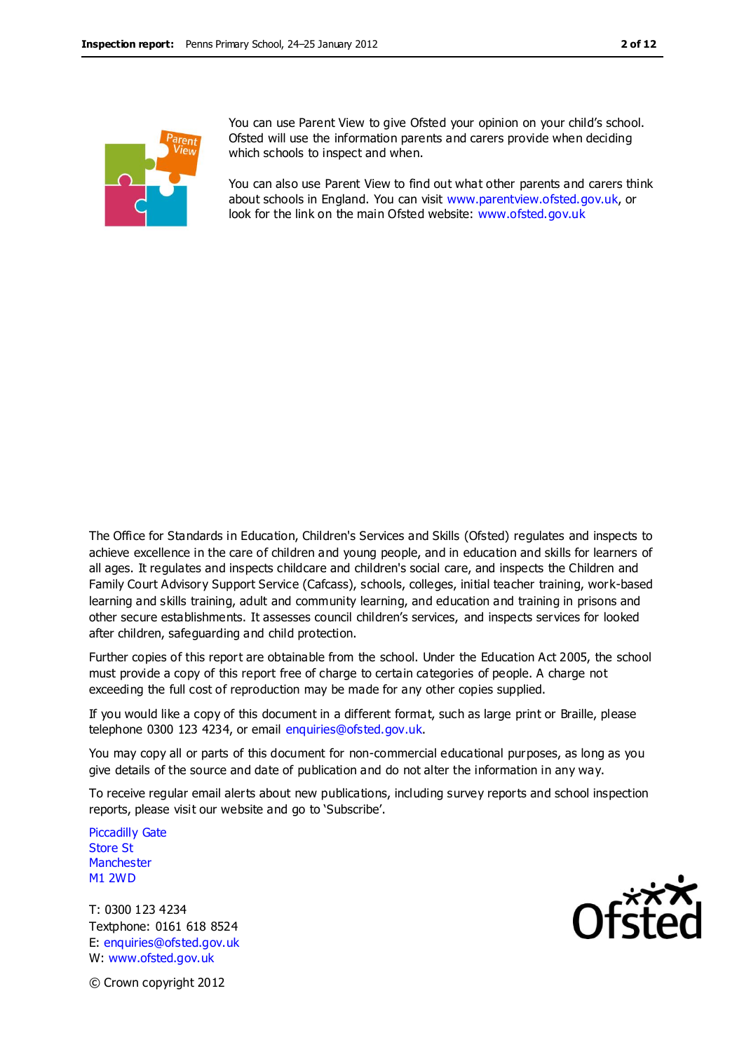You can use Parent View to give Ofsted your opinion on your child's school. Ofsted will use the information parents and carers provide when deciding which schools to inspect and when.

You can also use Parent View to find out what other parents and carers think about schools in England. You can visit www.parentview.ofsted.gov.uk, or look for the link on the main Ofsted website: www.ofsted.gov.uk

The Office for Standards in Education, Children's Services and Skills (Ofsted) regulates and inspects to achieve excellence in the care of children and young people, and in education and skills for learners of all ages. It regulates and inspects childcare and children's social care, and inspects the Children and Family Court Advisory Support Service (Cafcass), schools, colleges, initial teacher training, work-based learning and skills training, adult and community learning, and education and training in prisons and other secure establishments. It assesses council children's services, and inspects services for looked after children, safeguarding and child protection.

Further copies of this report are obtainable from the school. Under the Education Act 2005, the school must provide a copy of this report free of charge to certain categories of people. A charge not exceeding the full cost of reproduction may be made for any other copies supplied.

If you would like a copy of this document in a different format, such as large print or Braille, please telephone 0300 123 4234, or email enquiries@ofsted.gov.uk.

You may copy all or parts of this document for non-commercial educational purposes, as long as you give details of the source and date of publication and do not alter the information in any way.

To receive regular email alerts about new publications, including survey reports and school inspection reports, please visit our website and go to 'Subscribe'.

Piccadilly Gate
Store St
Manchester
M1 2WD

T: 0300 123 4234
Textphone: 0161 618 8524
E: enquiries@ofsted.gov.uk
W: www.ofsted.gov.uk

© Crown copyright 2012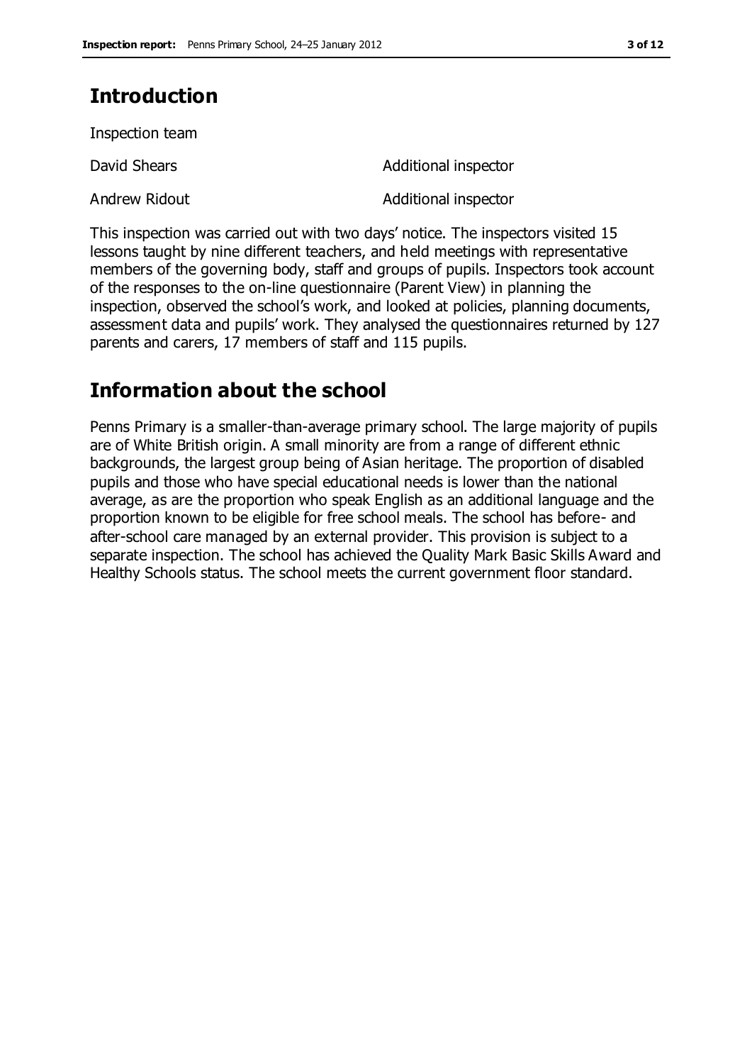## Introduction

Inspection team

| | |
|---|---|
| David Shears | Additional inspector |
| Andrew Ridout | Additional inspector |

This inspection was carried out with two days' notice. The inspectors visited 15 lessons taught by nine different teachers, and held meetings with representative members of the governing body, staff and groups of pupils. Inspectors took account of the responses to the on-line questionnaire (Parent View) in planning the inspection, observed the school's work, and looked at policies, planning documents, assessment data and pupils' work. They analysed the questionnaires returned by 127 parents and carers, 17 members of staff and 115 pupils.

## Information about the school

Penns Primary is a smaller-than-average primary school. The large majority of pupils are of White British origin. A small minority are from a range of different ethnic backgrounds, the largest group being of Asian heritage. The proportion of disabled pupils and those who have special educational needs is lower than the national average, as are the proportion who speak English as an additional language and the proportion known to be eligible for free school meals. The school has before- and after-school care managed by an external provider. This provision is subject to a separate inspection. The school has achieved the Quality Mark Basic Skills Award and Healthy Schools status. The school meets the current government floor standard.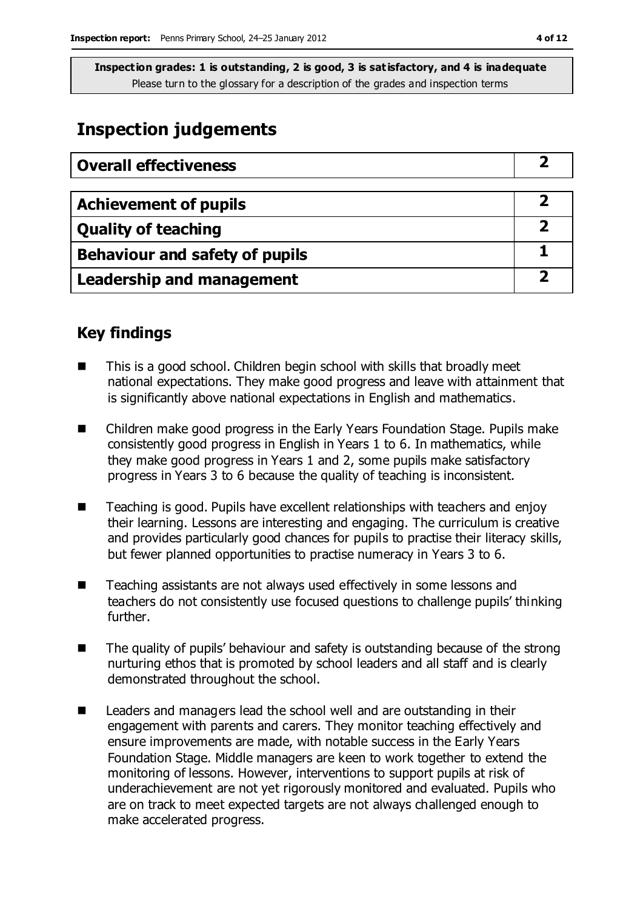**Inspection grades: 1 is outstanding, 2 is good, 3 is satisfactory, and 4 is inadequate**
Please turn to the glossary for a description of the grades and inspection terms

# Inspection judgements

| Overall effectiveness | 2 |
|---|---|
| **Achievement of pupils** | **2** |
| **Quality of teaching** | **2** |
| **Behaviour and safety of pupils** | **1** |
| **Leadership and management** | **2** |

## Key findings

- This is a good school. Children begin school with skills that broadly meet national expectations. They make good progress and leave with attainment that is significantly above national expectations in English and mathematics.
- Children make good progress in the Early Years Foundation Stage. Pupils make consistently good progress in English in Years 1 to 6. In mathematics, while they make good progress in Years 1 and 2, some pupils make satisfactory progress in Years 3 to 6 because the quality of teaching is inconsistent.
- Teaching is good. Pupils have excellent relationships with teachers and enjoy their learning. Lessons are interesting and engaging. The curriculum is creative and provides particularly good chances for pupils to practise their literacy skills, but fewer planned opportunities to practise numeracy in Years 3 to 6.
- Teaching assistants are not always used effectively in some lessons and teachers do not consistently use focused questions to challenge pupils' thinking further.
- The quality of pupils' behaviour and safety is outstanding because of the strong nurturing ethos that is promoted by school leaders and all staff and is clearly demonstrated throughout the school.
- Leaders and managers lead the school well and are outstanding in their engagement with parents and carers. They monitor teaching effectively and ensure improvements are made, with notable success in the Early Years Foundation Stage. Middle managers are keen to work together to extend the monitoring of lessons. However, interventions to support pupils at risk of underachievement are not yet rigorously monitored and evaluated. Pupils who are on track to meet expected targets are not always challenged enough to make accelerated progress.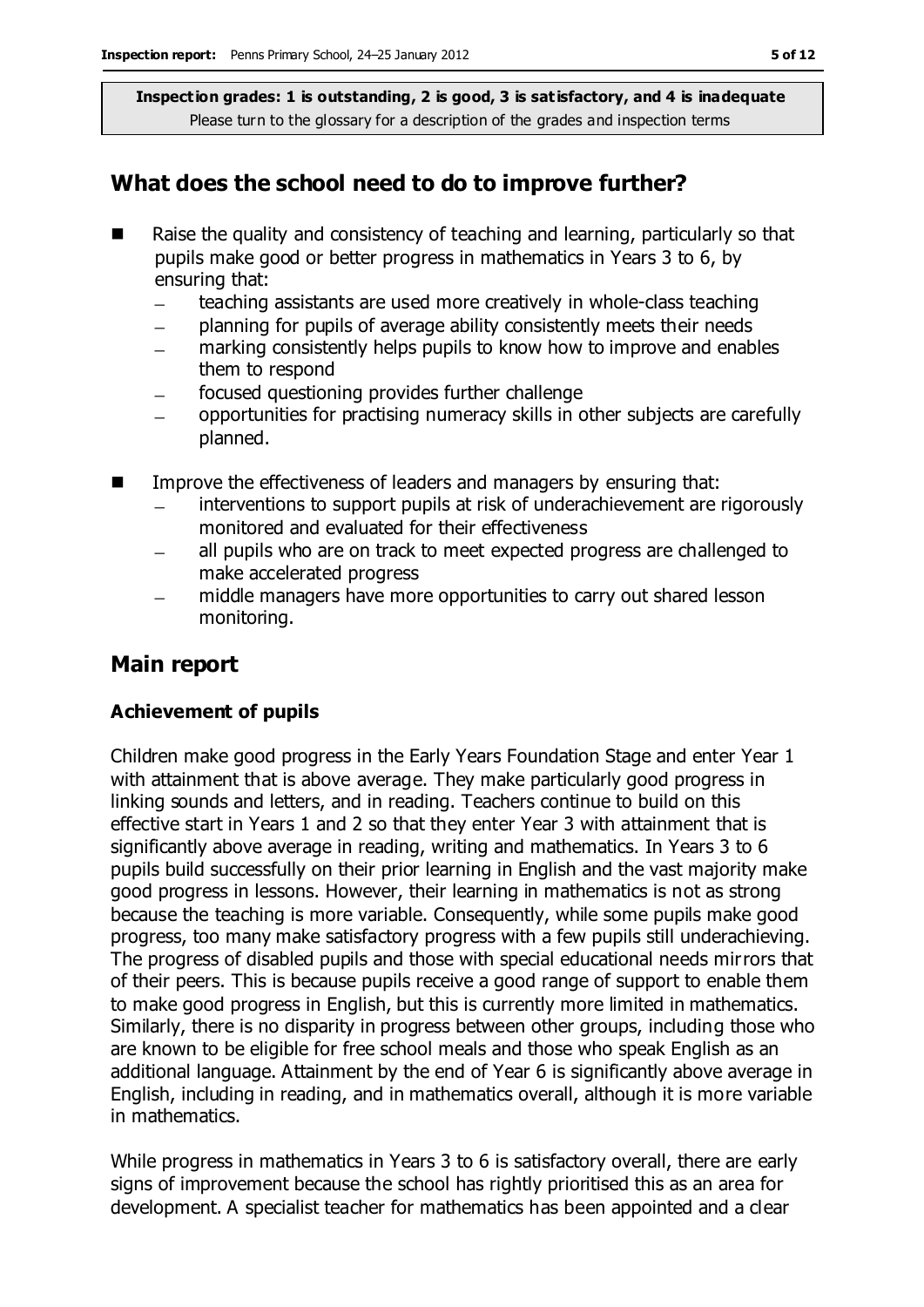**Inspection grades: 1 is outstanding, 2 is good, 3 is satisfactory, and 4 is inadequate**
Please turn to the glossary for a description of the grades and inspection terms

## What does the school need to do to improve further?

- Raise the quality and consistency of teaching and learning, particularly so that pupils make good or better progress in mathematics in Years 3 to 6, by ensuring that:
  - teaching assistants are used more creatively in whole-class teaching
  - planning for pupils of average ability consistently meets their needs
  - marking consistently helps pupils to know how to improve and enables them to respond
  - focused questioning provides further challenge
  - opportunities for practising numeracy skills in other subjects are carefully planned.
- Improve the effectiveness of leaders and managers by ensuring that:
  - interventions to support pupils at risk of underachievement are rigorously monitored and evaluated for their effectiveness
  - all pupils who are on track to meet expected progress are challenged to make accelerated progress
  - middle managers have more opportunities to carry out shared lesson monitoring.

## Main report

### Achievement of pupils

Children make good progress in the Early Years Foundation Stage and enter Year 1 with attainment that is above average. They make particularly good progress in linking sounds and letters, and in reading. Teachers continue to build on this effective start in Years 1 and 2 so that they enter Year 3 with attainment that is significantly above average in reading, writing and mathematics. In Years 3 to 6 pupils build successfully on their prior learning in English and the vast majority make good progress in lessons. However, their learning in mathematics is not as strong because the teaching is more variable. Consequently, while some pupils make good progress, too many make satisfactory progress with a few pupils still underachieving. The progress of disabled pupils and those with special educational needs mirrors that of their peers. This is because pupils receive a good range of support to enable them to make good progress in English, but this is currently more limited in mathematics. Similarly, there is no disparity in progress between other groups, including those who are known to be eligible for free school meals and those who speak English as an additional language. Attainment by the end of Year 6 is significantly above average in English, including in reading, and in mathematics overall, although it is more variable in mathematics.

While progress in mathematics in Years 3 to 6 is satisfactory overall, there are early signs of improvement because the school has rightly prioritised this as an area for development. A specialist teacher for mathematics has been appointed and a clear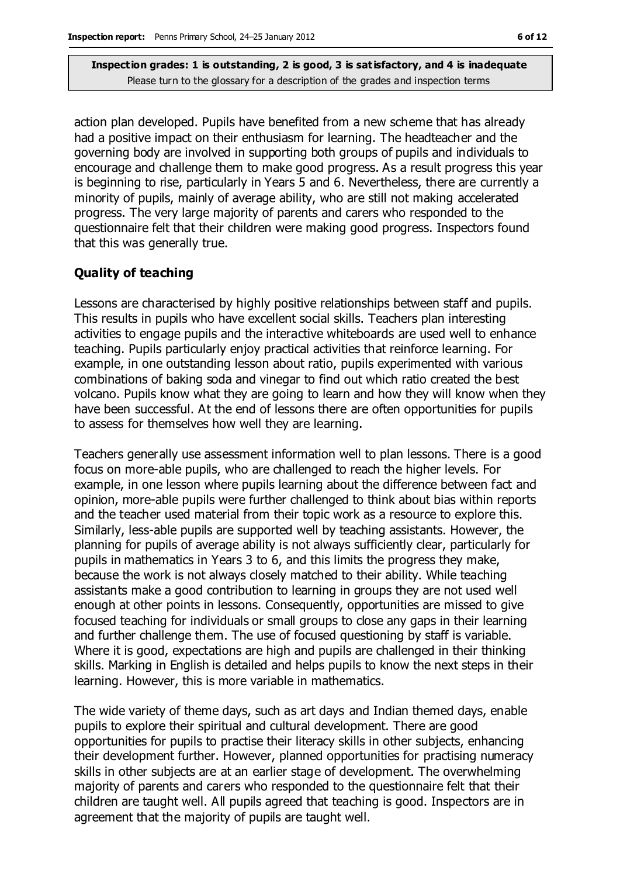action plan developed. Pupils have benefited from a new scheme that has already had a positive impact on their enthusiasm for learning. The headteacher and the governing body are involved in supporting both groups of pupils and individuals to encourage and challenge them to make good progress. As a result progress this year is beginning to rise, particularly in Years 5 and 6. Nevertheless, there are currently a minority of pupils, mainly of average ability, who are still not making accelerated progress. The very large majority of parents and carers who responded to the questionnaire felt that their children were making good progress. Inspectors found that this was generally true.

**Quality of teaching**

Lessons are characterised by highly positive relationships between staff and pupils. This results in pupils who have excellent social skills. Teachers plan interesting activities to engage pupils and the interactive whiteboards are used well to enhance teaching. Pupils particularly enjoy practical activities that reinforce learning. For example, in one outstanding lesson about ratio, pupils experimented with various combinations of baking soda and vinegar to find out which ratio created the best volcano. Pupils know what they are going to learn and how they will know when they have been successful. At the end of lessons there are often opportunities for pupils to assess for themselves how well they are learning.

Teachers generally use assessment information well to plan lessons. There is a good focus on more-able pupils, who are challenged to reach the higher levels. For example, in one lesson where pupils learning about the difference between fact and opinion, more-able pupils were further challenged to think about bias within reports and the teacher used material from their topic work as a resource to explore this. Similarly, less-able pupils are supported well by teaching assistants. However, the planning for pupils of average ability is not always sufficiently clear, particularly for pupils in mathematics in Years 3 to 6, and this limits the progress they make, because the work is not always closely matched to their ability. While teaching assistants make a good contribution to learning in groups they are not used well enough at other points in lessons. Consequently, opportunities are missed to give focused teaching for individuals or small groups to close any gaps in their learning and further challenge them. The use of focused questioning by staff is variable. Where it is good, expectations are high and pupils are challenged in their thinking skills. Marking in English is detailed and helps pupils to know the next steps in their learning. However, this is more variable in mathematics.

The wide variety of theme days, such as art days and Indian themed days, enable pupils to explore their spiritual and cultural development. There are good opportunities for pupils to practise their literacy skills in other subjects, enhancing their development further. However, planned opportunities for practising numeracy skills in other subjects are at an earlier stage of development. The overwhelming majority of parents and carers who responded to the questionnaire felt that their children are taught well. All pupils agreed that teaching is good. Inspectors are in agreement that the majority of pupils are taught well.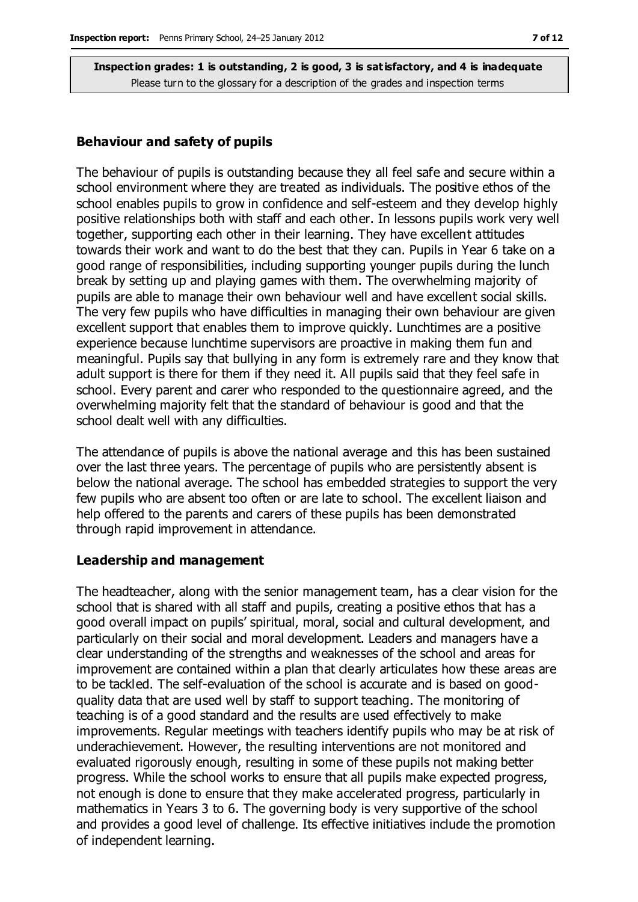**Inspection grades: 1 is outstanding, 2 is good, 3 is satisfactory, and 4 is inadequate**
Please turn to the glossary for a description of the grades and inspection terms

### Behaviour and safety of pupils

The behaviour of pupils is outstanding because they all feel safe and secure within a school environment where they are treated as individuals. The positive ethos of the school enables pupils to grow in confidence and self-esteem and they develop highly positive relationships both with staff and each other. In lessons pupils work very well together, supporting each other in their learning. They have excellent attitudes towards their work and want to do the best that they can. Pupils in Year 6 take on a good range of responsibilities, including supporting younger pupils during the lunch break by setting up and playing games with them. The overwhelming majority of pupils are able to manage their own behaviour well and have excellent social skills. The very few pupils who have difficulties in managing their own behaviour are given excellent support that enables them to improve quickly. Lunchtimes are a positive experience because lunchtime supervisors are proactive in making them fun and meaningful. Pupils say that bullying in any form is extremely rare and they know that adult support is there for them if they need it. All pupils said that they feel safe in school. Every parent and carer who responded to the questionnaire agreed, and the overwhelming majority felt that the standard of behaviour is good and that the school dealt well with any difficulties.

The attendance of pupils is above the national average and this has been sustained over the last three years. The percentage of pupils who are persistently absent is below the national average. The school has embedded strategies to support the very few pupils who are absent too often or are late to school. The excellent liaison and help offered to the parents and carers of these pupils has been demonstrated through rapid improvement in attendance.

### Leadership and management

The headteacher, along with the senior management team, has a clear vision for the school that is shared with all staff and pupils, creating a positive ethos that has a good overall impact on pupils' spiritual, moral, social and cultural development, and particularly on their social and moral development. Leaders and managers have a clear understanding of the strengths and weaknesses of the school and areas for improvement are contained within a plan that clearly articulates how these areas are to be tackled. The self-evaluation of the school is accurate and is based on good-quality data that are used well by staff to support teaching. The monitoring of teaching is of a good standard and the results are used effectively to make improvements. Regular meetings with teachers identify pupils who may be at risk of underachievement. However, the resulting interventions are not monitored and evaluated rigorously enough, resulting in some of these pupils not making better progress. While the school works to ensure that all pupils make expected progress, not enough is done to ensure that they make accelerated progress, particularly in mathematics in Years 3 to 6. The governing body is very supportive of the school and provides a good level of challenge. Its effective initiatives include the promotion of independent learning.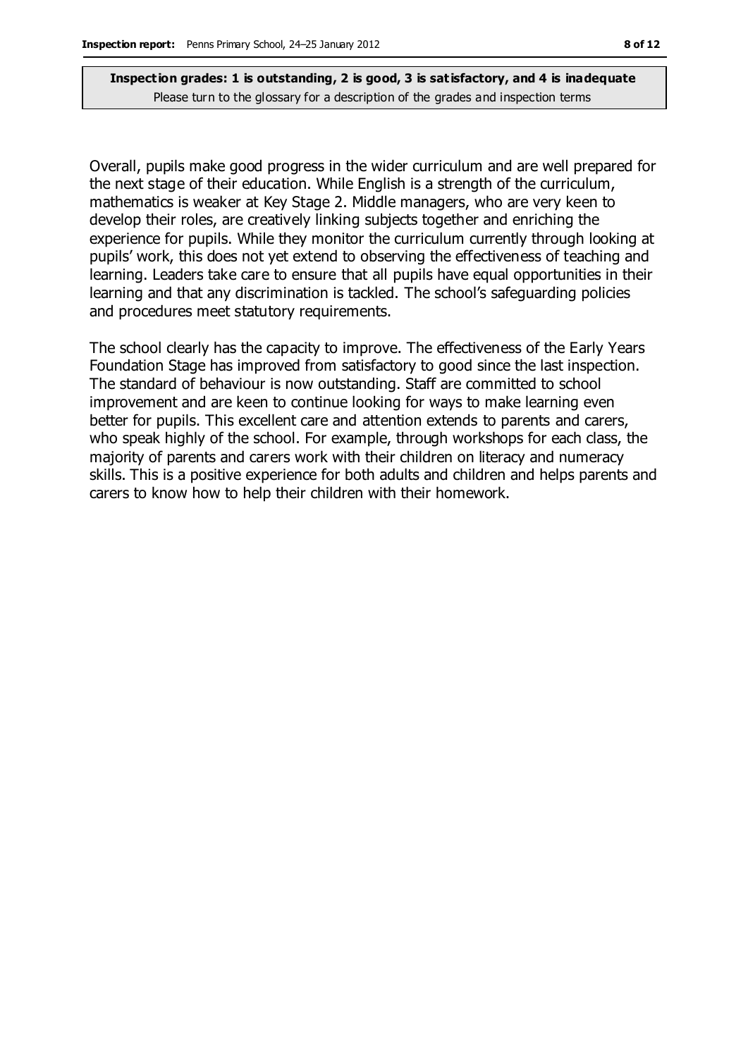Overall, pupils make good progress in the wider curriculum and are well prepared for the next stage of their education. While English is a strength of the curriculum, mathematics is weaker at Key Stage 2. Middle managers, who are very keen to develop their roles, are creatively linking subjects together and enriching the experience for pupils. While they monitor the curriculum currently through looking at pupils' work, this does not yet extend to observing the effectiveness of teaching and learning. Leaders take care to ensure that all pupils have equal opportunities in their learning and that any discrimination is tackled. The school's safeguarding policies and procedures meet statutory requirements.

The school clearly has the capacity to improve. The effectiveness of the Early Years Foundation Stage has improved from satisfactory to good since the last inspection. The standard of behaviour is now outstanding. Staff are committed to school improvement and are keen to continue looking for ways to make learning even better for pupils. This excellent care and attention extends to parents and carers, who speak highly of the school. For example, through workshops for each class, the majority of parents and carers work with their children on literacy and numeracy skills. This is a positive experience for both adults and children and helps parents and carers to know how to help their children with their homework.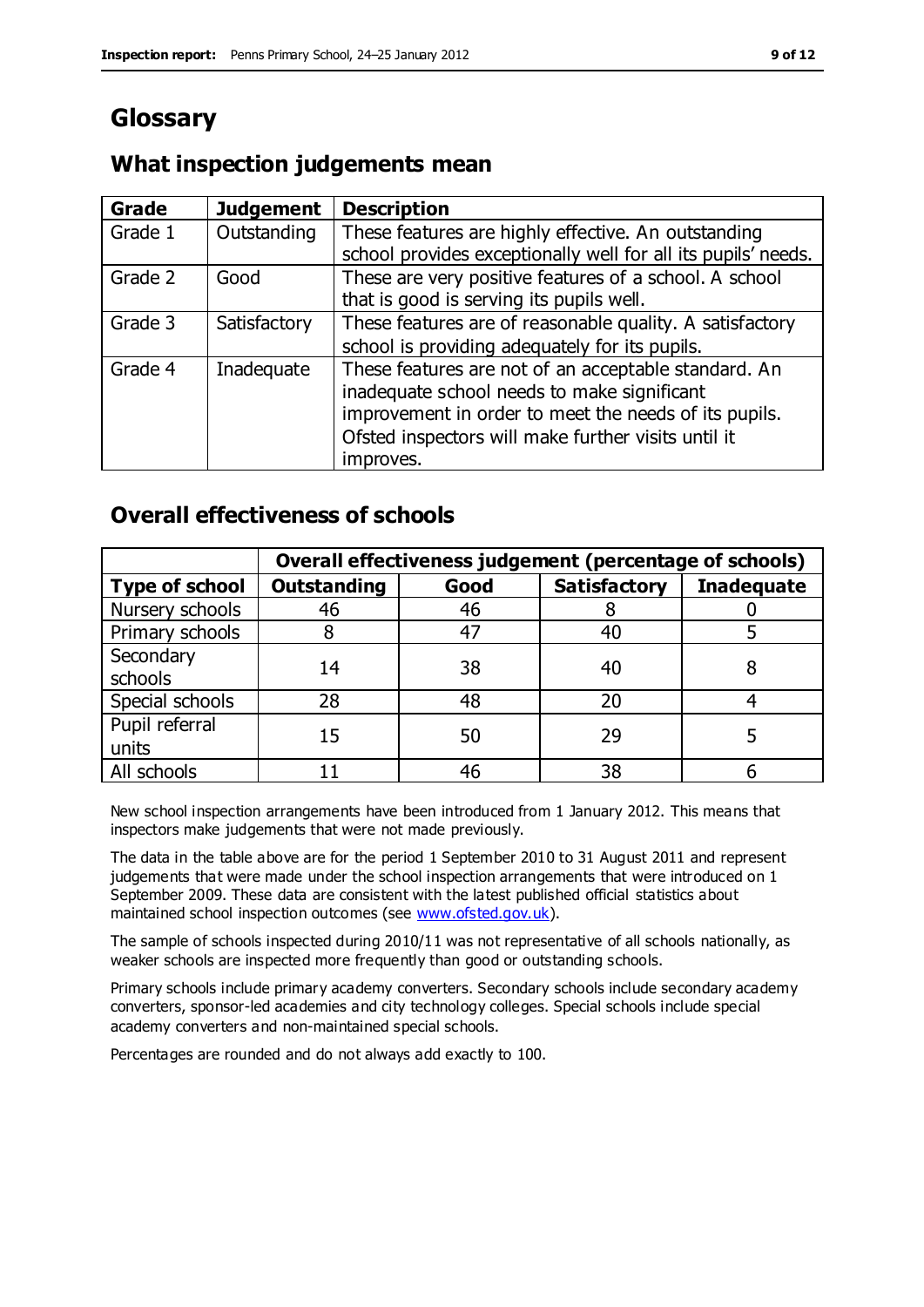# Glossary

## What inspection judgements mean

| Grade | Judgement | Description |
|---|---|---|
| Grade 1 | Outstanding | These features are highly effective. An outstanding school provides exceptionally well for all its pupils' needs. |
| Grade 2 | Good | These are very positive features of a school. A school that is good is serving its pupils well. |
| Grade 3 | Satisfactory | These features are of reasonable quality. A satisfactory school is providing adequately for its pupils. |
| Grade 4 | Inadequate | These features are not of an acceptable standard. An inadequate school needs to make significant improvement in order to meet the needs of its pupils. Ofsted inspectors will make further visits until it improves. |

## Overall effectiveness of schools

| | Overall effectiveness judgement (percentage of schools) | | | |
|---|---|---|---|---|
| **Type of school** | **Outstanding** | **Good** | **Satisfactory** | **Inadequate** |
| Nursery schools | 46 | 46 | 8 | 0 |
| Primary schools | 8 | 47 | 40 | 5 |
| Secondary schools | 14 | 38 | 40 | 8 |
| Special schools | 28 | 48 | 20 | 4 |
| Pupil referral units | 15 | 50 | 29 | 5 |
| All schools | 11 | 46 | 38 | 6 |

New school inspection arrangements have been introduced from 1 January 2012. This means that inspectors make judgements that were not made previously.

The data in the table above are for the period 1 September 2010 to 31 August 2011 and represent judgements that were made under the school inspection arrangements that were introduced on 1 September 2009. These data are consistent with the latest published official statistics about maintained school inspection outcomes (see www.ofsted.gov.uk).

The sample of schools inspected during 2010/11 was not representative of all schools nationally, as weaker schools are inspected more frequently than good or outstanding schools.

Primary schools include primary academy converters. Secondary schools include secondary academy converters, sponsor-led academies and city technology colleges. Special schools include special academy converters and non-maintained special schools.

Percentages are rounded and do not always add exactly to 100.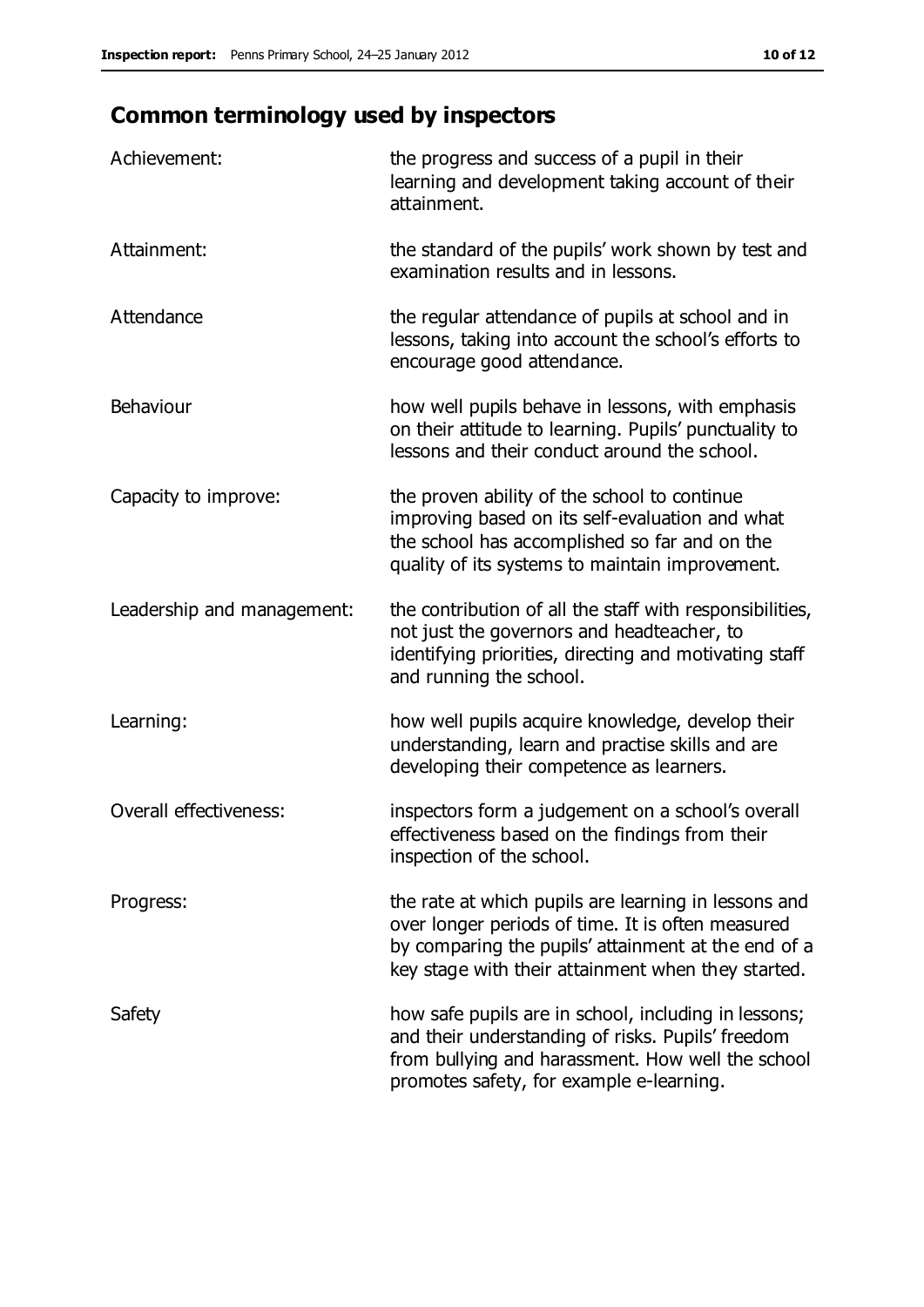## Common terminology used by inspectors

| | |
|---|---|
| Achievement: | the progress and success of a pupil in their learning and development taking account of their attainment. |
| Attainment: | the standard of the pupils' work shown by test and examination results and in lessons. |
| Attendance | the regular attendance of pupils at school and in lessons, taking into account the school's efforts to encourage good attendance. |
| Behaviour | how well pupils behave in lessons, with emphasis on their attitude to learning. Pupils' punctuality to lessons and their conduct around the school. |
| Capacity to improve: | the proven ability of the school to continue improving based on its self-evaluation and what the school has accomplished so far and on the quality of its systems to maintain improvement. |
| Leadership and management: | the contribution of all the staff with responsibilities, not just the governors and headteacher, to identifying priorities, directing and motivating staff and running the school. |
| Learning: | how well pupils acquire knowledge, develop their understanding, learn and practise skills and are developing their competence as learners. |
| Overall effectiveness: | inspectors form a judgement on a school's overall effectiveness based on the findings from their inspection of the school. |
| Progress: | the rate at which pupils are learning in lessons and over longer periods of time. It is often measured by comparing the pupils' attainment at the end of a key stage with their attainment when they started. |
| Safety | how safe pupils are in school, including in lessons; and their understanding of risks. Pupils' freedom from bullying and harassment. How well the school promotes safety, for example e-learning. |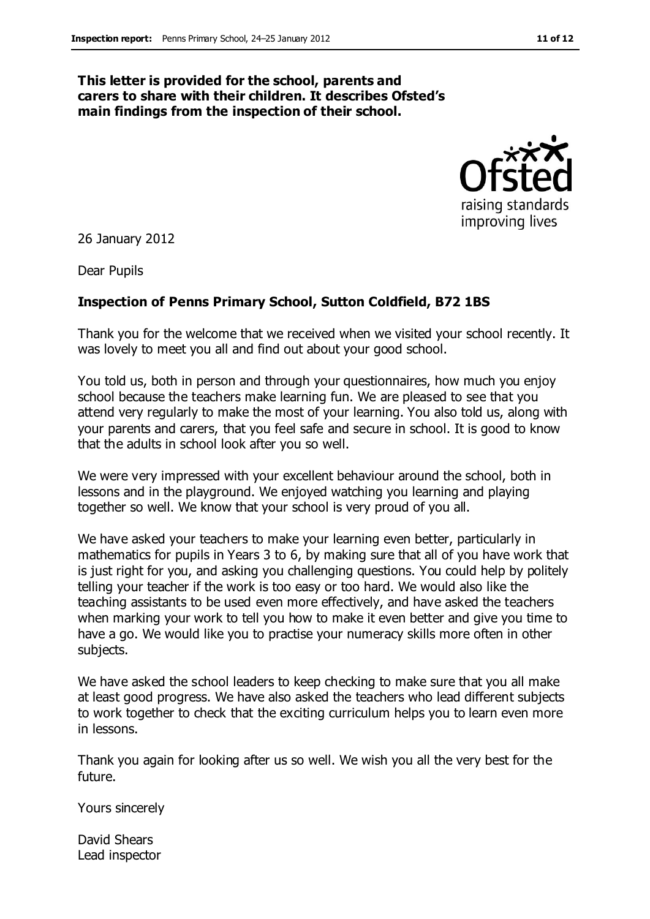**This letter is provided for the school, parents and carers to share with their children. It describes Ofsted's main findings from the inspection of their school.**

26 January 2012

Dear Pupils

**Inspection of Penns Primary School, Sutton Coldfield, B72 1BS**

Thank you for the welcome that we received when we visited your school recently. It was lovely to meet you all and find out about your good school.

You told us, both in person and through your questionnaires, how much you enjoy school because the teachers make learning fun. We are pleased to see that you attend very regularly to make the most of your learning. You also told us, along with your parents and carers, that you feel safe and secure in school. It is good to know that the adults in school look after you so well.

We were very impressed with your excellent behaviour around the school, both in lessons and in the playground. We enjoyed watching you learning and playing together so well. We know that your school is very proud of you all.

We have asked your teachers to make your learning even better, particularly in mathematics for pupils in Years 3 to 6, by making sure that all of you have work that is just right for you, and asking you challenging questions. You could help by politely telling your teacher if the work is too easy or too hard. We would also like the teaching assistants to be used even more effectively, and have asked the teachers when marking your work to tell you how to make it even better and give you time to have a go. We would like you to practise your numeracy skills more often in other subjects.

We have asked the school leaders to keep checking to make sure that you all make at least good progress. We have also asked the teachers who lead different subjects to work together to check that the exciting curriculum helps you to learn even more in lessons.

Thank you again for looking after us so well. We wish you all the very best for the future.

Yours sincerely

David Shears
Lead inspector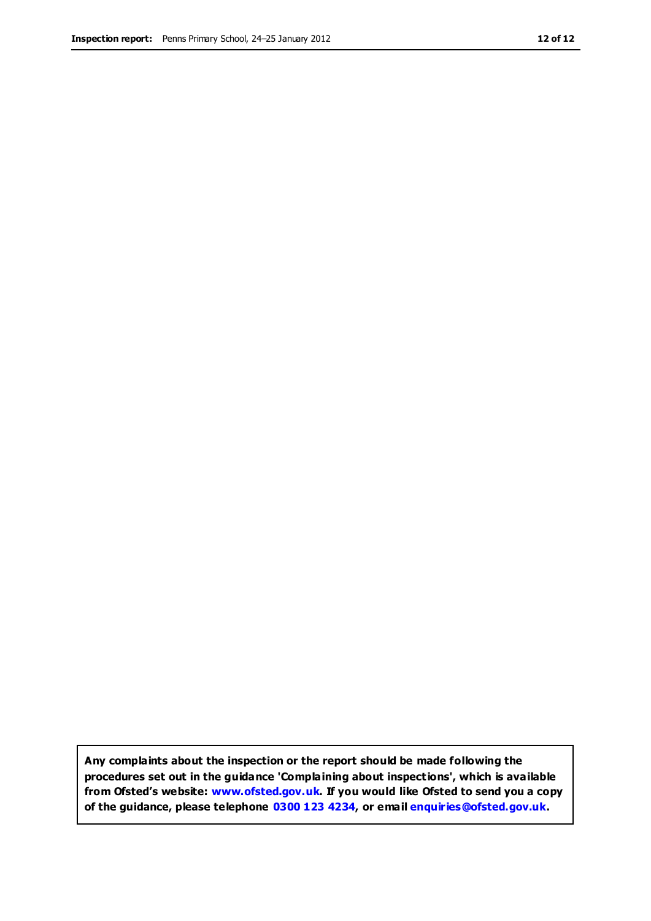**Any complaints about the inspection or the report should be made following the procedures set out in the guidance 'Complaining about inspections', which is available from Ofsted's website: www.ofsted.gov.uk. If you would like Ofsted to send you a copy of the guidance, please telephone 0300 123 4234, or email enquiries@ofsted.gov.uk.**